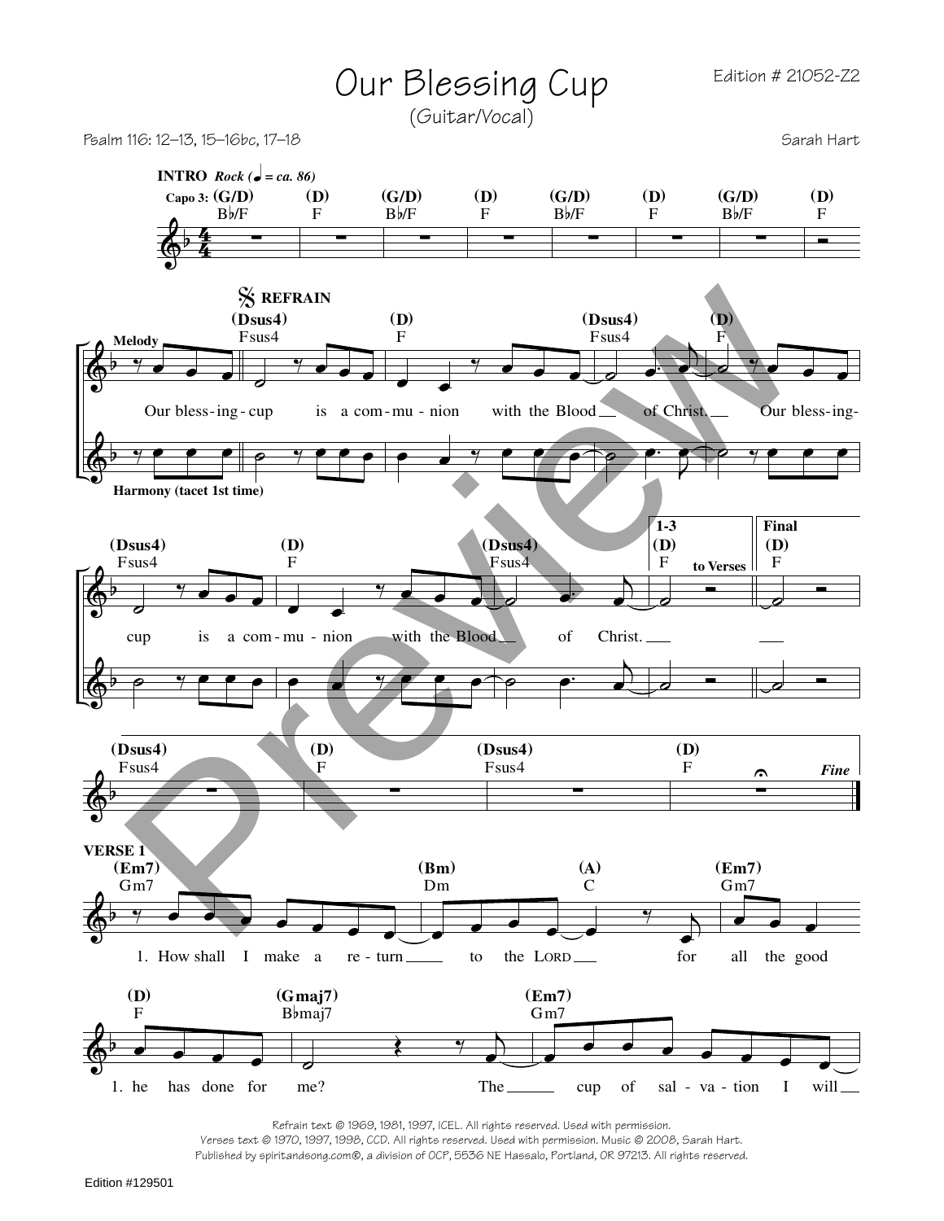# Our Blessing Cup

(Guitar/Vocal)

Edition # 21052-Z2

Psalm 116: 12–13, 15–16bc, 17–18

Sarah Hart

**INTRO** *Rock (♩ = ca. 86)*

Capo 3: (G/D) B♭/F (D) F (G/D) B♭/F (D) F (G/D) B♭/F (D) F (G/D) B♭/F (D) F

**REFRAIN**

(Dsus4) Fsus4 (D) F (Dsus4) Fsus4 (D) F

Melody / Harmony (tacet 1st time)

Our bless-ing-cup is a com-mu-nion with the Blood of Christ. Our bless-ing-cup is a com-mu-nion with the Blood of Christ.

1-3 (D) F to Verses — Final (D) F

(Dsus4) Fsus4 (D) F (Dsus4) Fsus4 (D) F *Fine*

**VERSE 1**

(Em7) Gm7 (Bm) Dm (A) C (Em7) Gm7 (D) F (Gmaj7) B♭maj7 (Em7) Gm7

1. How shall I make a re-turn to the LORD for all the good he has done for me? The cup of sal-va-tion I will

Refrain text © 1969, 1981, 1997, ICEL. All rights reserved. Used with permission.
Verses text © 1970, 1997, 1998, CCD. All rights reserved. Used with permission. Music © 2008, Sarah Hart.
Published by spiritandsong.com®, a division of OCP, 5536 NE Hassalo, Portland, OR 97213. All rights reserved.

Edition #129501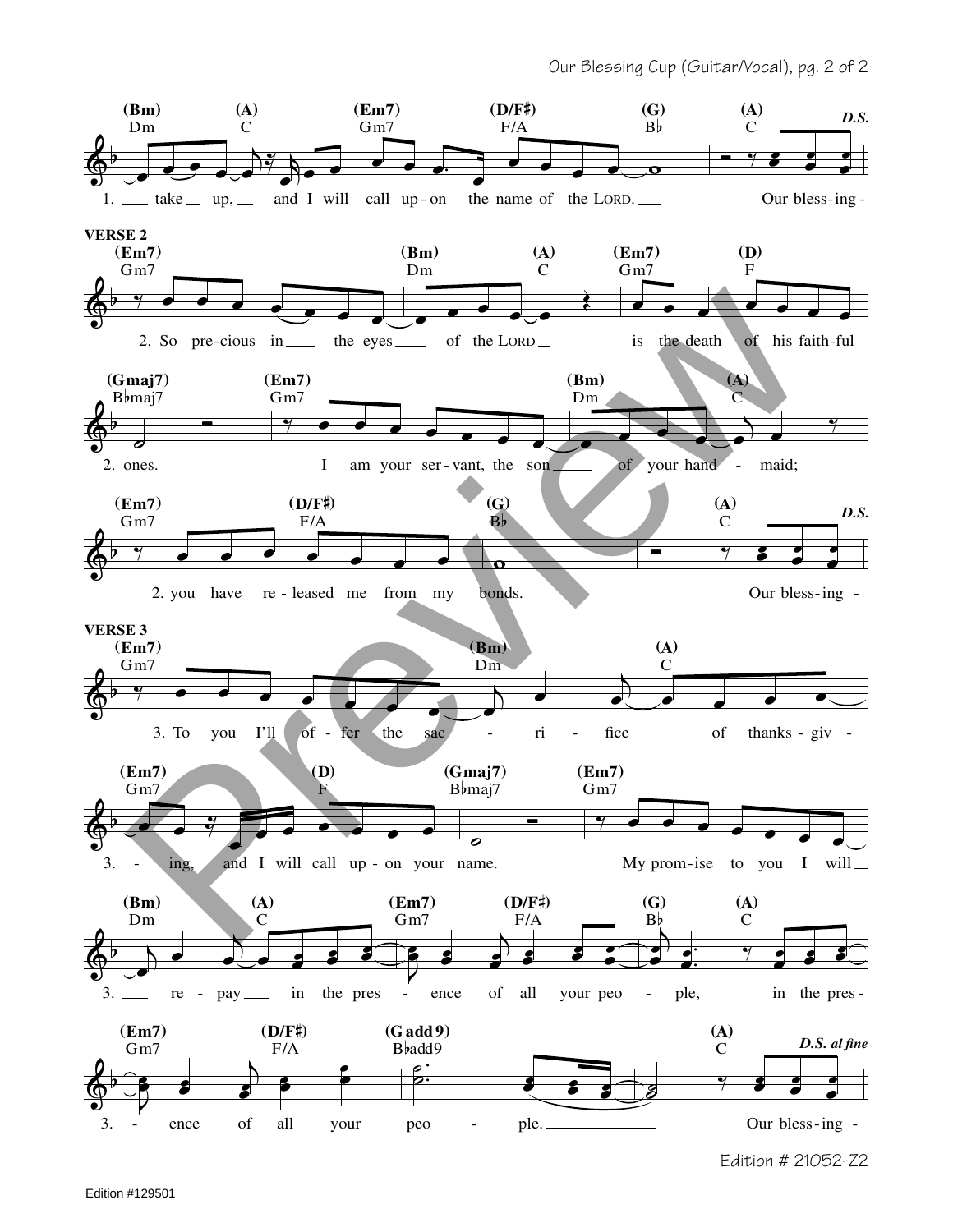(Bm) Dm (A) C (Em7) Gm7 (D/F♯) F/A (G) B♭ (A) C *D.S.*

1. ___ take ___ up, ___ and I will call up-on the name of the LORD. ___ Our bless-ing -

**VERSE 2**

(Em7) Gm7 (Bm) Dm (A) C (Em7) Gm7 (D) F

2. So pre-cious in ___ the eyes ___ of the LORD ___ is the death of his faith-ful

(Gmaj7) B♭maj7 (Em7) Gm7 (Bm) Dm (A) C

2. ones. I am your ser-vant, the son ___ of your hand - maid;

(Em7) Gm7 (D/F♯) F/A (G) B♭ (A) C *D.S.*

2. you have re-leased me from my bonds. Our bless-ing -

**VERSE 3**

(Em7) Gm7 (Bm) Dm (A) C

3. To you I'll of - fer the sac - ri - fice ___ of thanks-giv -

(Em7) Gm7 (D) F (Gmaj7) B♭maj7 (Em7) Gm7

3. - ing, and I will call up-on your name. My prom-ise to you I will ___

(Bm) Dm (A) C (Em7) Gm7 (D/F♯) F/A (G) B♭ (A) C

3. ___ re - pay ___ in the pres - ence of all your peo - ple, in the pres -

(Em7) Gm7 (D/F♯) F/A (G add 9) B♭add9 (A) C *D.S. al fine*

3. - ence of all your peo - ple. ___ Our bless-ing -

Edition # 21052-Z2

Edition #129501